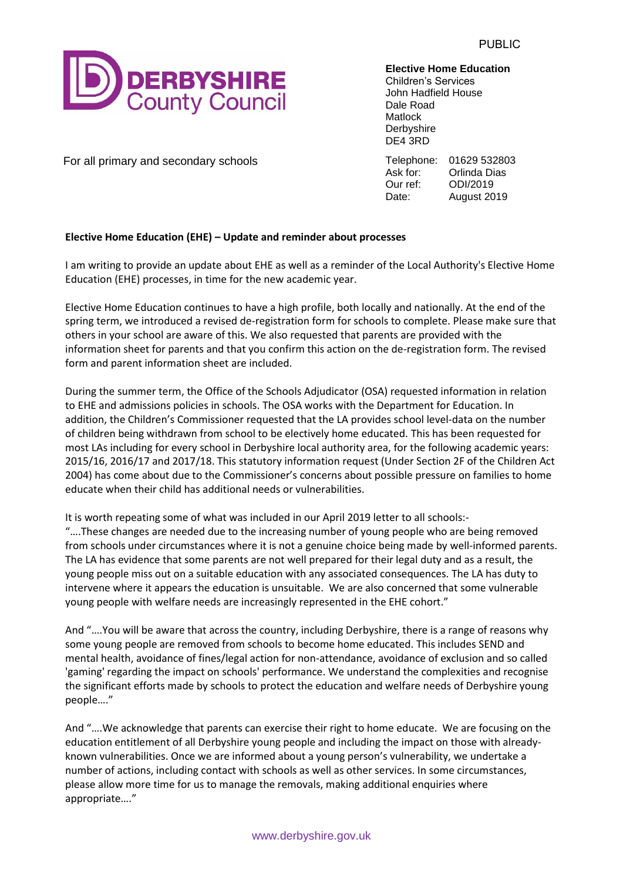PUBLIC

**DERBYSHIRE County Council**

**Elective Home Education**
Children's Services
John Hadfield House
Dale Road
Matlock
Derbyshire
DE4 3RD

For all primary and secondary schools

Telephone: 01629 532803
Ask for: Orlinda Dias
Our ref: ODI/2019
Date: August 2019

**Elective Home Education (EHE) – Update and reminder about processes**

I am writing to provide an update about EHE as well as a reminder of the Local Authority's Elective Home Education (EHE) processes, in time for the new academic year.

Elective Home Education continues to have a high profile, both locally and nationally. At the end of the spring term, we introduced a revised de-registration form for schools to complete. Please make sure that others in your school are aware of this. We also requested that parents are provided with the information sheet for parents and that you confirm this action on the de-registration form. The revised form and parent information sheet are included.

During the summer term, the Office of the Schools Adjudicator (OSA) requested information in relation to EHE and admissions policies in schools. The OSA works with the Department for Education. In addition, the Children's Commissioner requested that the LA provides school level-data on the number of children being withdrawn from school to be electively home educated. This has been requested for most LAs including for every school in Derbyshire local authority area, for the following academic years: 2015/16, 2016/17 and 2017/18. This statutory information request (Under Section 2F of the Children Act 2004) has come about due to the Commissioner's concerns about possible pressure on families to home educate when their child has additional needs or vulnerabilities.

It is worth repeating some of what was included in our April 2019 letter to all schools:-
"….These changes are needed due to the increasing number of young people who are being removed from schools under circumstances where it is not a genuine choice being made by well-informed parents. The LA has evidence that some parents are not well prepared for their legal duty and as a result, the young people miss out on a suitable education with any associated consequences. The LA has duty to intervene where it appears the education is unsuitable. We are also concerned that some vulnerable young people with welfare needs are increasingly represented in the EHE cohort."

And "….You will be aware that across the country, including Derbyshire, there is a range of reasons why some young people are removed from schools to become home educated. This includes SEND and mental health, avoidance of fines/legal action for non-attendance, avoidance of exclusion and so called 'gaming' regarding the impact on schools' performance. We understand the complexities and recognise the significant efforts made by schools to protect the education and welfare needs of Derbyshire young people…."

And "….We acknowledge that parents can exercise their right to home educate. We are focusing on the education entitlement of all Derbyshire young people and including the impact on those with already-known vulnerabilities. Once we are informed about a young person's vulnerability, we undertake a number of actions, including contact with schools as well as other services. In some circumstances, please allow more time for us to manage the removals, making additional enquiries where appropriate…."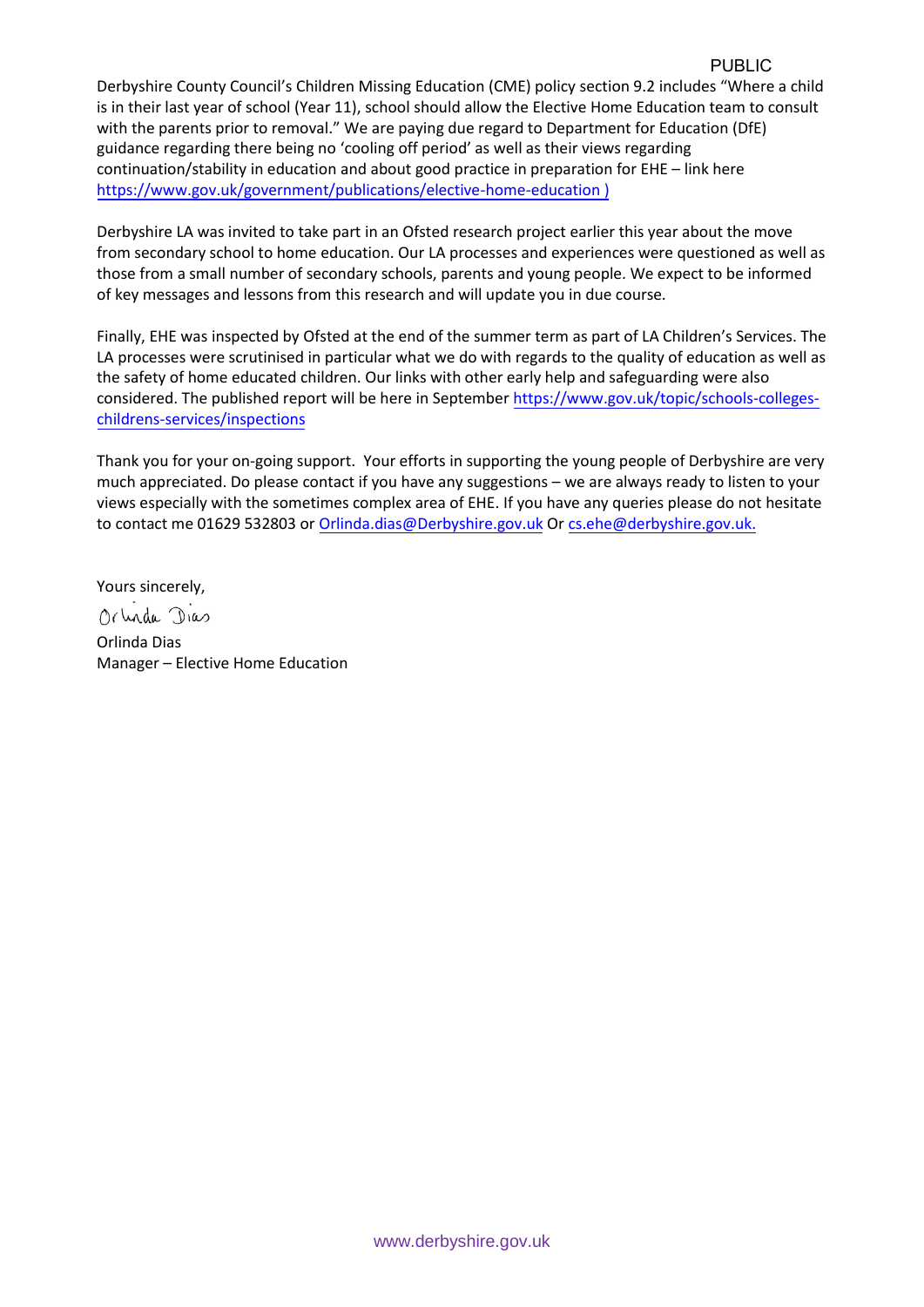Derbyshire County Council's Children Missing Education (CME) policy section 9.2 includes "Where a child is in their last year of school (Year 11), school should allow the Elective Home Education team to consult with the parents prior to removal." We are paying due regard to Department for Education (DfE) guidance regarding there being no 'cooling off period' as well as their views regarding continuation/stability in education and about good practice in preparation for EHE – link here https://www.gov.uk/government/publications/elective-home-education )

Derbyshire LA was invited to take part in an Ofsted research project earlier this year about the move from secondary school to home education. Our LA processes and experiences were questioned as well as those from a small number of secondary schools, parents and young people. We expect to be informed of key messages and lessons from this research and will update you in due course.

Finally, EHE was inspected by Ofsted at the end of the summer term as part of LA Children's Services. The LA processes were scrutinised in particular what we do with regards to the quality of education as well as the safety of home educated children. Our links with other early help and safeguarding were also considered. The published report will be here in September https://www.gov.uk/topic/schools-colleges-childrens-services/inspections

Thank you for your on-going support. Your efforts in supporting the young people of Derbyshire are very much appreciated. Do please contact if you have any suggestions – we are always ready to listen to your views especially with the sometimes complex area of EHE. If you have any queries please do not hesitate to contact me 01629 532803 or Orlinda.dias@Derbyshire.gov.uk Or cs.ehe@derbyshire.gov.uk.

Yours sincerely,

Orlinda Dias

Orlinda Dias
Manager – Elective Home Education